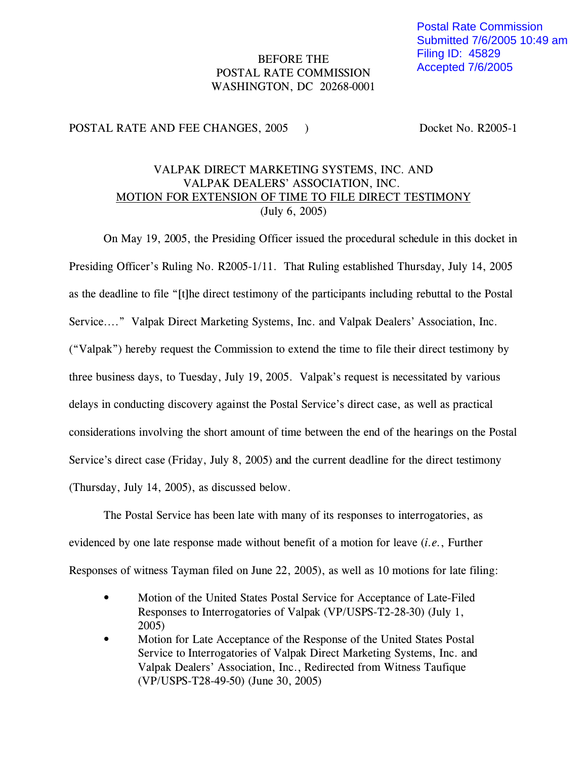Postal Rate Commission
Submitted 7/6/2005 10:49 am
Filing ID: 45829
Accepted 7/6/2005

BEFORE THE
POSTAL RATE COMMISSION
WASHINGTON, DC 20268-0001

POSTAL RATE AND FEE CHANGES, 2005 ) Docket No. R2005-1

VALPAK DIRECT MARKETING SYSTEMS, INC. AND
VALPAK DEALERS' ASSOCIATION, INC.
MOTION FOR EXTENSION OF TIME TO FILE DIRECT TESTIMONY
(July 6, 2005)

On May 19, 2005, the Presiding Officer issued the procedural schedule in this docket in Presiding Officer's Ruling No. R2005-1/11. That Ruling established Thursday, July 14, 2005 as the deadline to file "[t]he direct testimony of the participants including rebuttal to the Postal Service…." Valpak Direct Marketing Systems, Inc. and Valpak Dealers' Association, Inc. ("Valpak") hereby request the Commission to extend the time to file their direct testimony by three business days, to Tuesday, July 19, 2005. Valpak's request is necessitated by various delays in conducting discovery against the Postal Service's direct case, as well as practical considerations involving the short amount of time between the end of the hearings on the Postal Service's direct case (Friday, July 8, 2005) and the current deadline for the direct testimony (Thursday, July 14, 2005), as discussed below.

The Postal Service has been late with many of its responses to interrogatories, as evidenced by one late response made without benefit of a motion for leave (*i.e.*, Further Responses of witness Tayman filed on June 22, 2005), as well as 10 motions for late filing:

- Motion of the United States Postal Service for Acceptance of Late-Filed Responses to Interrogatories of Valpak (VP/USPS-T2-28-30) (July 1, 2005)
- Motion for Late Acceptance of the Response of the United States Postal Service to Interrogatories of Valpak Direct Marketing Systems, Inc. and Valpak Dealers' Association, Inc., Redirected from Witness Taufique (VP/USPS-T28-49-50) (June 30, 2005)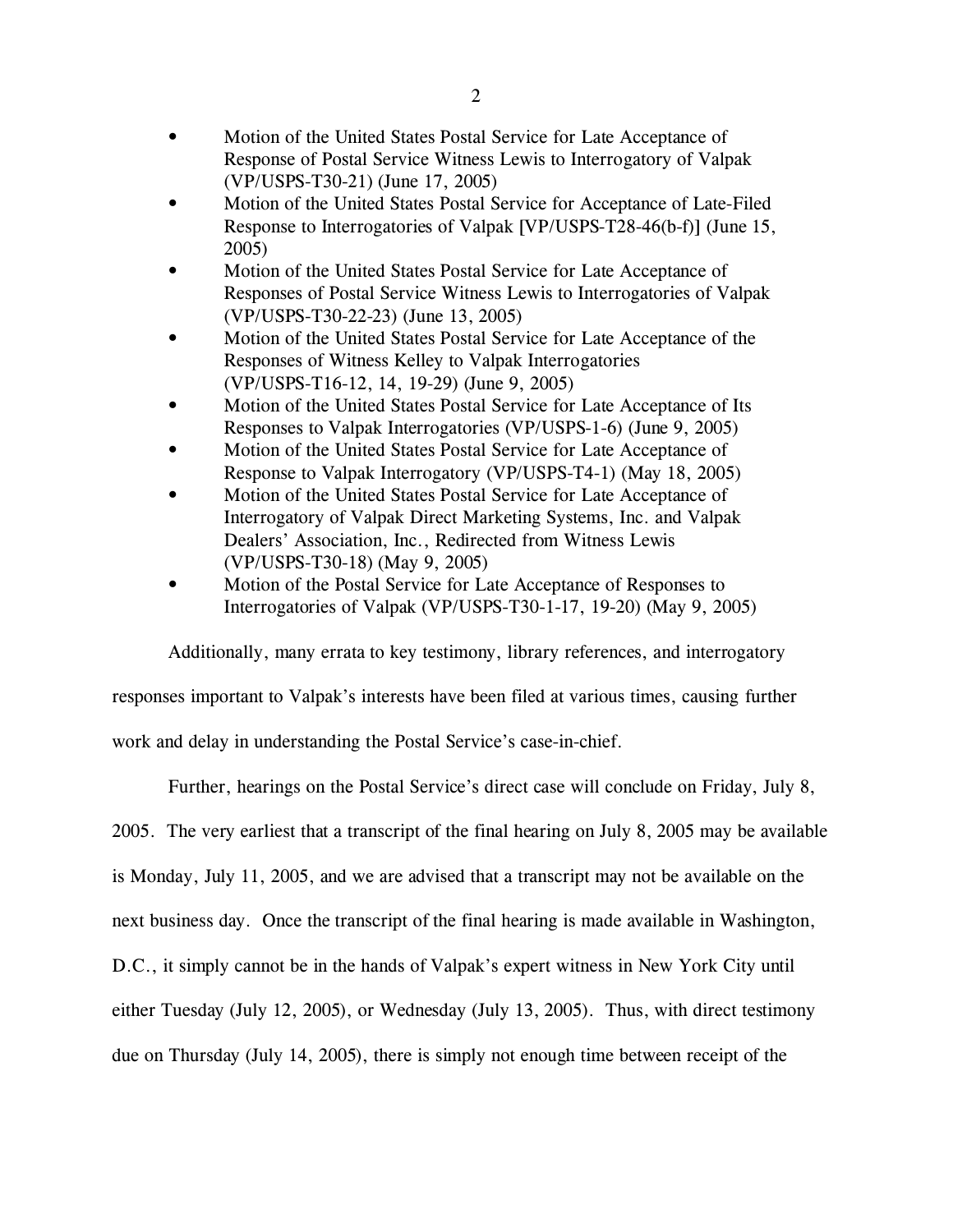- Motion of the United States Postal Service for Late Acceptance of Response of Postal Service Witness Lewis to Interrogatory of Valpak (VP/USPS-T30-21) (June 17, 2005)
- Motion of the United States Postal Service for Acceptance of Late-Filed Response to Interrogatories of Valpak [VP/USPS-T28-46(b-f)] (June 15, 2005)
- Motion of the United States Postal Service for Late Acceptance of Responses of Postal Service Witness Lewis to Interrogatories of Valpak (VP/USPS-T30-22-23) (June 13, 2005)
- Motion of the United States Postal Service for Late Acceptance of the Responses of Witness Kelley to Valpak Interrogatories (VP/USPS-T16-12, 14, 19-29) (June 9, 2005)
- Motion of the United States Postal Service for Late Acceptance of Its Responses to Valpak Interrogatories (VP/USPS-1-6) (June 9, 2005)
- Motion of the United States Postal Service for Late Acceptance of Response to Valpak Interrogatory (VP/USPS-T4-1) (May 18, 2005)
- Motion of the United States Postal Service for Late Acceptance of Interrogatory of Valpak Direct Marketing Systems, Inc. and Valpak Dealers' Association, Inc., Redirected from Witness Lewis (VP/USPS-T30-18) (May 9, 2005)
- Motion of the Postal Service for Late Acceptance of Responses to Interrogatories of Valpak (VP/USPS-T30-1-17, 19-20) (May 9, 2005)

Additionally, many errata to key testimony, library references, and interrogatory responses important to Valpak's interests have been filed at various times, causing further work and delay in understanding the Postal Service's case-in-chief.

Further, hearings on the Postal Service's direct case will conclude on Friday, July 8, 2005. The very earliest that a transcript of the final hearing on July 8, 2005 may be available is Monday, July 11, 2005, and we are advised that a transcript may not be available on the next business day. Once the transcript of the final hearing is made available in Washington, D.C., it simply cannot be in the hands of Valpak's expert witness in New York City until either Tuesday (July 12, 2005), or Wednesday (July 13, 2005). Thus, with direct testimony due on Thursday (July 14, 2005), there is simply not enough time between receipt of the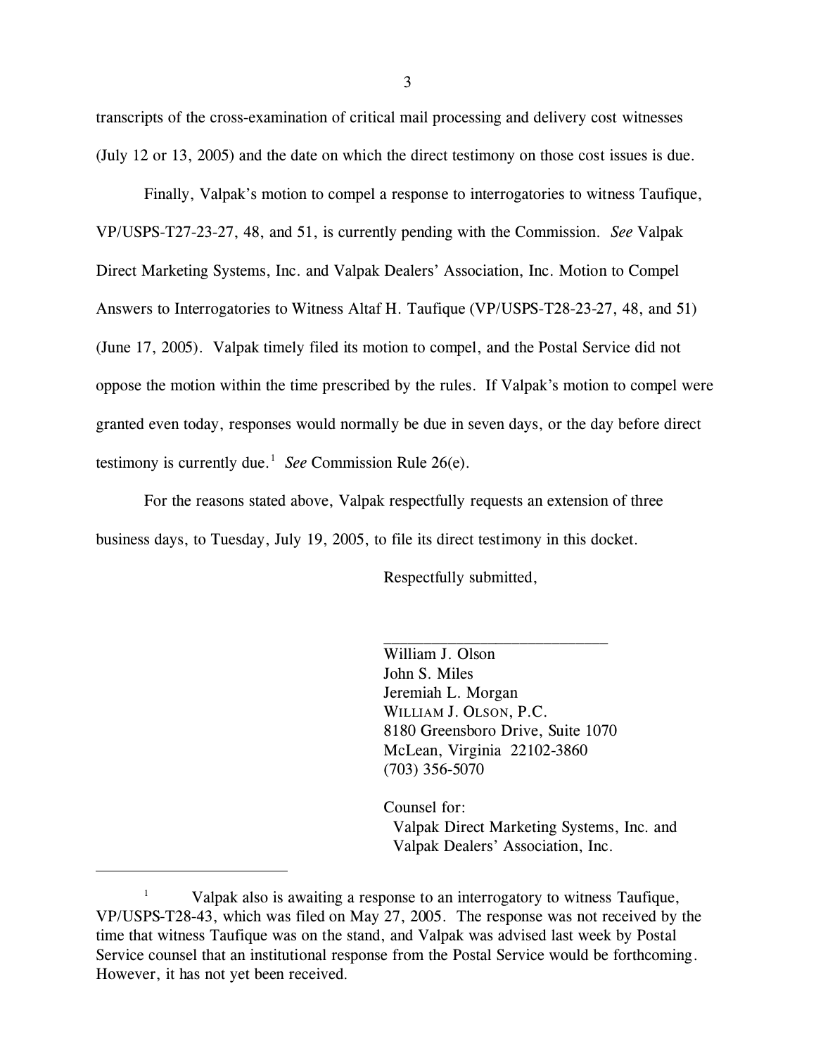transcripts of the cross-examination of critical mail processing and delivery cost witnesses (July 12 or 13, 2005) and the date on which the direct testimony on those cost issues is due.

Finally, Valpak's motion to compel a response to interrogatories to witness Taufique, VP/USPS-T27-23-27, 48, and 51, is currently pending with the Commission. *See* Valpak Direct Marketing Systems, Inc. and Valpak Dealers' Association, Inc. Motion to Compel Answers to Interrogatories to Witness Altaf H. Taufique (VP/USPS-T28-23-27, 48, and 51) (June 17, 2005). Valpak timely filed its motion to compel, and the Postal Service did not oppose the motion within the time prescribed by the rules. If Valpak's motion to compel were granted even today, responses would normally be due in seven days, or the day before direct testimony is currently due.[1] *See* Commission Rule 26(e).

For the reasons stated above, Valpak respectfully requests an extension of three business days, to Tuesday, July 19, 2005, to file its direct testimony in this docket.

Respectfully submitted,

\_\_\_\_\_\_\_\_\_\_\_\_\_\_\_\_\_\_\_\_\_\_\_\_\_\_\_\_\_\_

William J. Olson
John S. Miles
Jeremiah L. Morgan
WILLIAM J. OLSON, P.C.
8180 Greensboro Drive, Suite 1070
McLean, Virginia 22102-3860
(703) 356-5070

Counsel for:
Valpak Direct Marketing Systems, Inc. and
Valpak Dealers' Association, Inc.

---

[1] Valpak also is awaiting a response to an interrogatory to witness Taufique, VP/USPS-T28-43, which was filed on May 27, 2005. The response was not received by the time that witness Taufique was on the stand, and Valpak was advised last week by Postal Service counsel that an institutional response from the Postal Service would be forthcoming. However, it has not yet been received.